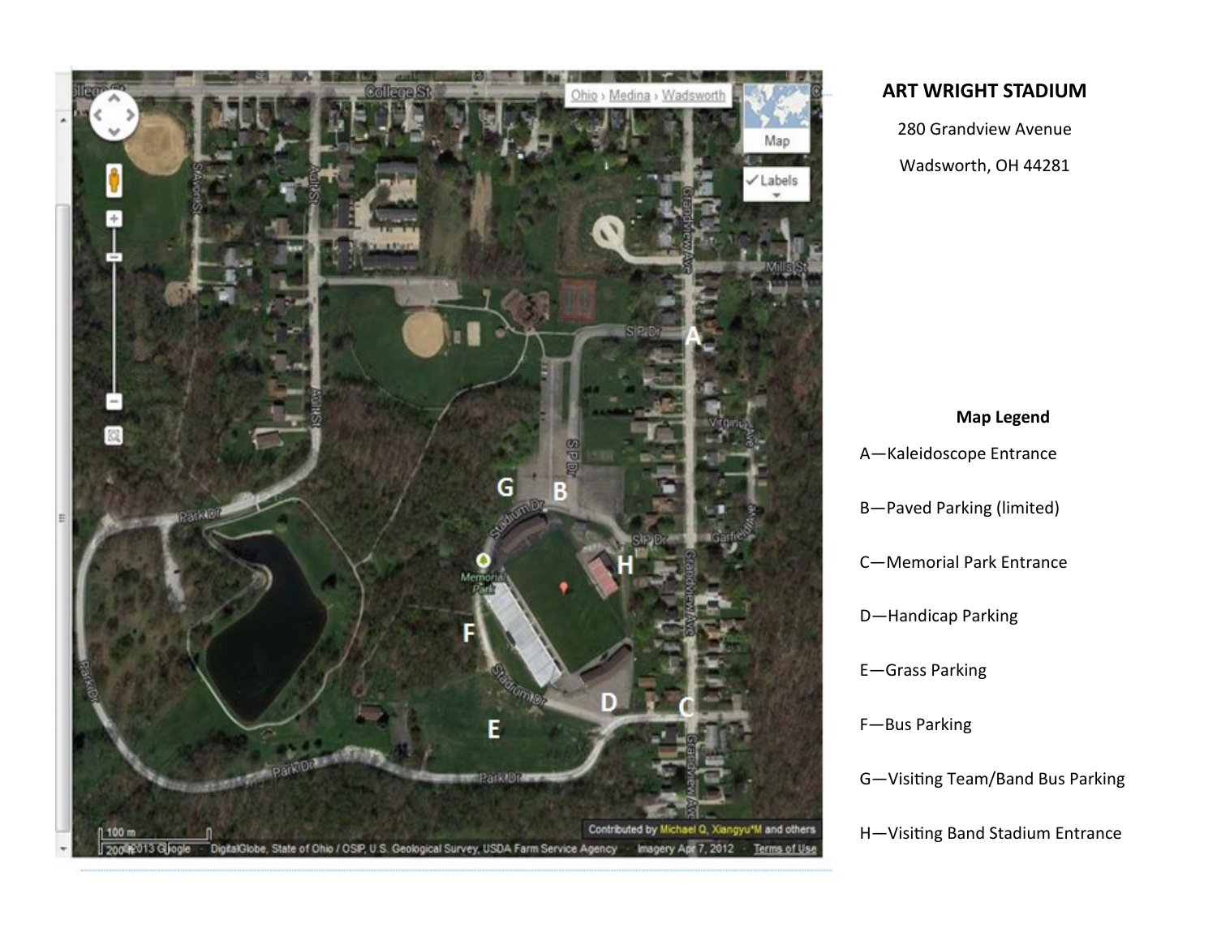# ART WRIGHT STADIUM

280 Grandview Avenue

Wadsworth, OH 44281

**Map Legend**

A—Kaleidoscope Entrance

B—Paved Parking (limited)

C—Memorial Park Entrance

D—Handicap Parking

E—Grass Parking

F—Bus Parking

G—Visiting Team/Band Bus Parking

H—Visiting Band Stadium Entrance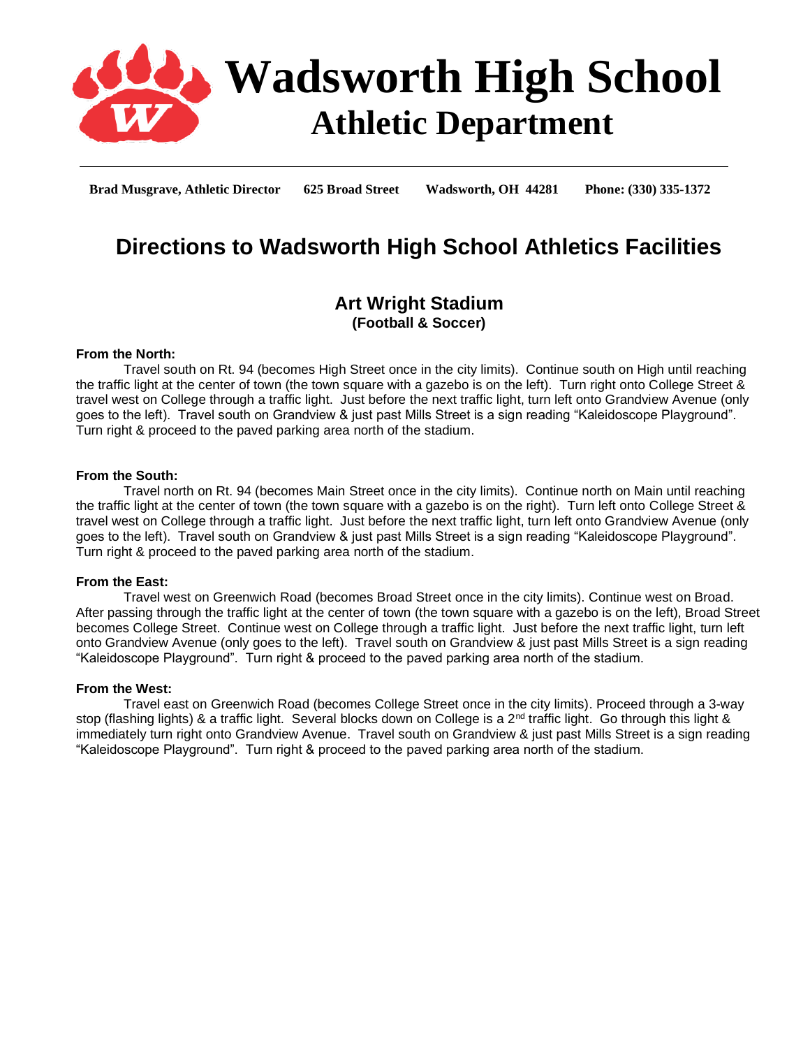# Wadsworth High School

## Athletic Department

**Brad Musgrave, Athletic Director** **625 Broad Street** **Wadsworth, OH 44281** **Phone: (330) 335-1372**

# Directions to Wadsworth High School Athletics Facilities

## Art Wright Stadium

**(Football & Soccer)**

**From the North:**

Travel south on Rt. 94 (becomes High Street once in the city limits). Continue south on High until reaching the traffic light at the center of town (the town square with a gazebo is on the left). Turn right onto College Street & travel west on College through a traffic light. Just before the next traffic light, turn left onto Grandview Avenue (only goes to the left). Travel south on Grandview & just past Mills Street is a sign reading "Kaleidoscope Playground". Turn right & proceed to the paved parking area north of the stadium.

**From the South:**

Travel north on Rt. 94 (becomes Main Street once in the city limits). Continue north on Main until reaching the traffic light at the center of town (the town square with a gazebo is on the right). Turn left onto College Street & travel west on College through a traffic light. Just before the next traffic light, turn left onto Grandview Avenue (only goes to the left). Travel south on Grandview & just past Mills Street is a sign reading "Kaleidoscope Playground". Turn right & proceed to the paved parking area north of the stadium.

**From the East:**

Travel west on Greenwich Road (becomes Broad Street once in the city limits). Continue west on Broad. After passing through the traffic light at the center of town (the town square with a gazebo is on the left), Broad Street becomes College Street. Continue west on College through a traffic light. Just before the next traffic light, turn left onto Grandview Avenue (only goes to the left). Travel south on Grandview & just past Mills Street is a sign reading "Kaleidoscope Playground". Turn right & proceed to the paved parking area north of the stadium.

**From the West:**

Travel east on Greenwich Road (becomes College Street once in the city limits). Proceed through a 3-way stop (flashing lights) & a traffic light. Several blocks down on College is a 2nd traffic light. Go through this light & immediately turn right onto Grandview Avenue. Travel south on Grandview & just past Mills Street is a sign reading "Kaleidoscope Playground". Turn right & proceed to the paved parking area north of the stadium.